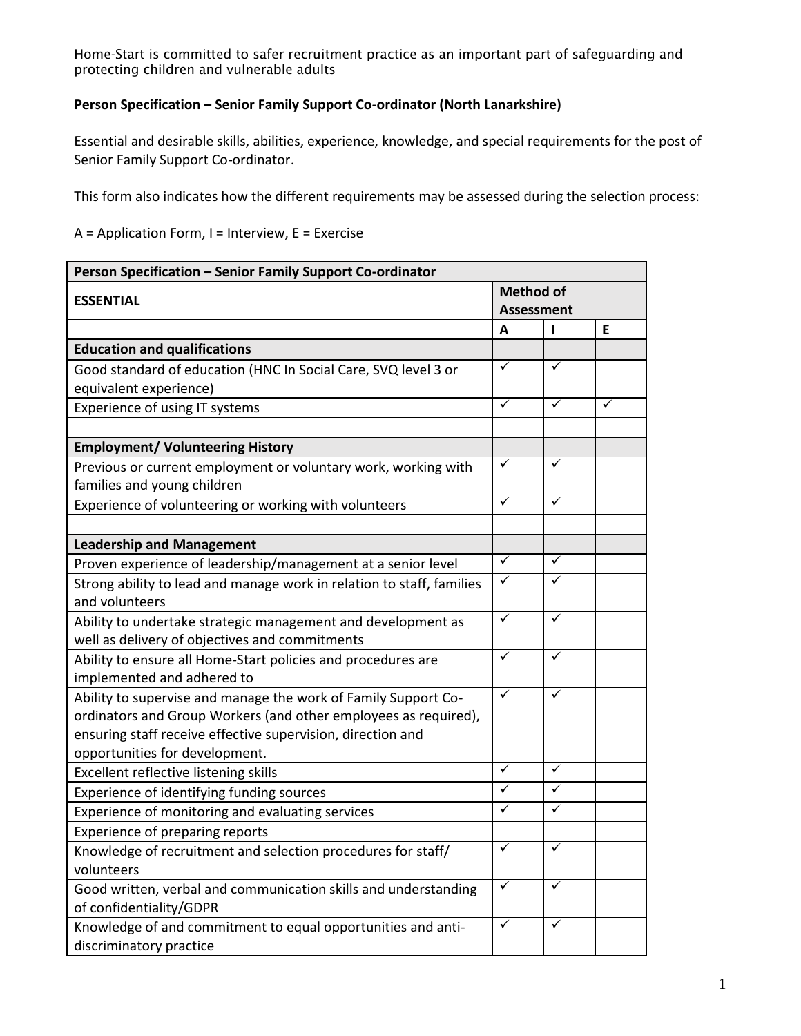Home-Start is committed to safer recruitment practice as an important part of safeguarding and protecting children and vulnerable adults

**Person Specification – Senior Family Support Co-ordinator (North Lanarkshire)**

Essential and desirable skills, abilities, experience, knowledge, and special requirements for the post of Senior Family Support Co-ordinator.

This form also indicates how the different requirements may be assessed during the selection process:

A = Application Form, I = Interview, E = Exercise

| **Person Specification – Senior Family Support Co-ordinator** | | | |
|---|---|---|---|
| **ESSENTIAL** | **Method of Assessment** | | |
| | **A** | **I** | **E** |
| **Education and qualifications** | | | |
| Good standard of education (HNC In Social Care, SVQ level 3 or equivalent experience) | ✓ | ✓ | |
| Experience of using IT systems | ✓ | ✓ | ✓ |
| | | | |
| **Employment/ Volunteering History** | | | |
| Previous or current employment or voluntary work, working with families and young children | ✓ | ✓ | |
| Experience of volunteering or working with volunteers | ✓ | ✓ | |
| | | | |
| **Leadership and Management** | | | |
| Proven experience of leadership/management at a senior level | ✓ | ✓ | |
| Strong ability to lead and manage work in relation to staff, families and volunteers | ✓ | ✓ | |
| Ability to undertake strategic management and development as well as delivery of objectives and commitments | ✓ | ✓ | |
| Ability to ensure all Home-Start policies and procedures are implemented and adhered to | ✓ | ✓ | |
| Ability to supervise and manage the work of Family Support Co-ordinators and Group Workers (and other employees as required), ensuring staff receive effective supervision, direction and opportunities for development. | ✓ | ✓ | |
| Excellent reflective listening skills | ✓ | ✓ | |
| Experience of identifying funding sources | ✓ | ✓ | |
| Experience of monitoring and evaluating services | ✓ | ✓ | |
| Experience of preparing reports | | | |
| Knowledge of recruitment and selection procedures for staff/ volunteers | ✓ | ✓ | |
| Good written, verbal and communication skills and understanding of confidentiality/GDPR | ✓ | ✓ | |
| Knowledge of and commitment to equal opportunities and anti-discriminatory practice | ✓ | ✓ | |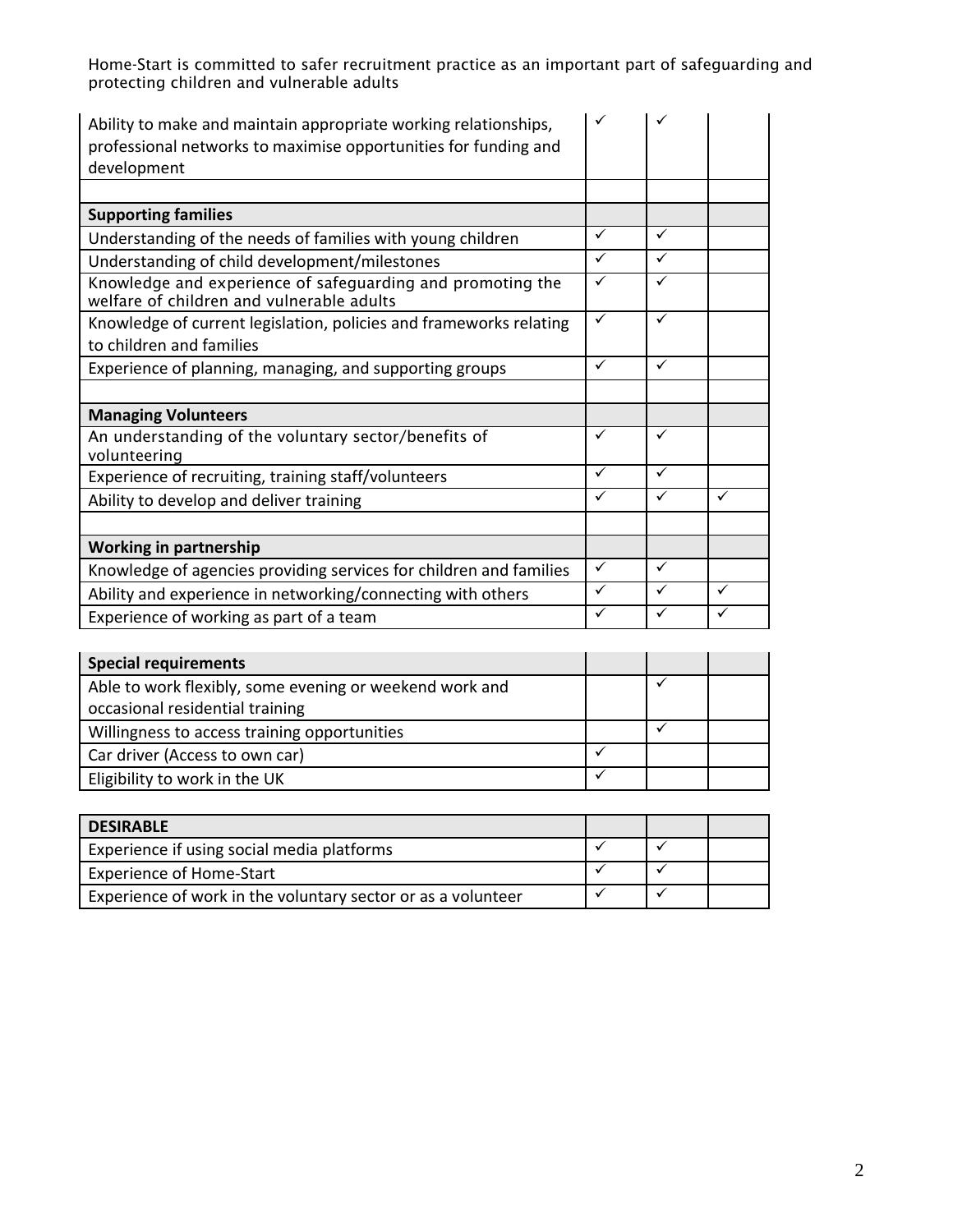Home-Start is committed to safer recruitment practice as an important part of safeguarding and protecting children and vulnerable adults

| | | | |
|---|---|---|---|
| Ability to make and maintain appropriate working relationships, professional networks to maximise opportunities for funding and development | ✓ | ✓ | |
| | | | |
| **Supporting families** | | | |
| Understanding of the needs of families with young children | ✓ | ✓ | |
| Understanding of child development/milestones | ✓ | ✓ | |
| Knowledge and experience of safeguarding and promoting the welfare of children and vulnerable adults | ✓ | ✓ | |
| Knowledge of current legislation, policies and frameworks relating to children and families | ✓ | ✓ | |
| Experience of planning, managing, and supporting groups | ✓ | ✓ | |
| | | | |
| **Managing Volunteers** | | | |
| An understanding of the voluntary sector/benefits of volunteering | ✓ | ✓ | |
| Experience of recruiting, training staff/volunteers | ✓ | ✓ | |
| Ability to develop and deliver training | ✓ | ✓ | ✓ |
| | | | |
| **Working in partnership** | | | |
| Knowledge of agencies providing services for children and families | ✓ | ✓ | |
| Ability and experience in networking/connecting with others | ✓ | ✓ | ✓ |
| Experience of working as part of a team | ✓ | ✓ | ✓ |

| **Special requirements** | | | |
|---|---|---|---|
| Able to work flexibly, some evening or weekend work and occasional residential training | | ✓ | |
| Willingness to access training opportunities | | ✓ | |
| Car driver (Access to own car) | ✓ | | |
| Eligibility to work in the UK | ✓ | | |

| **DESIRABLE** | | | |
|---|---|---|---|
| Experience if using social media platforms | ✓ | ✓ | |
| Experience of Home-Start | ✓ | ✓ | |
| Experience of work in the voluntary sector or as a volunteer | ✓ | ✓ | |